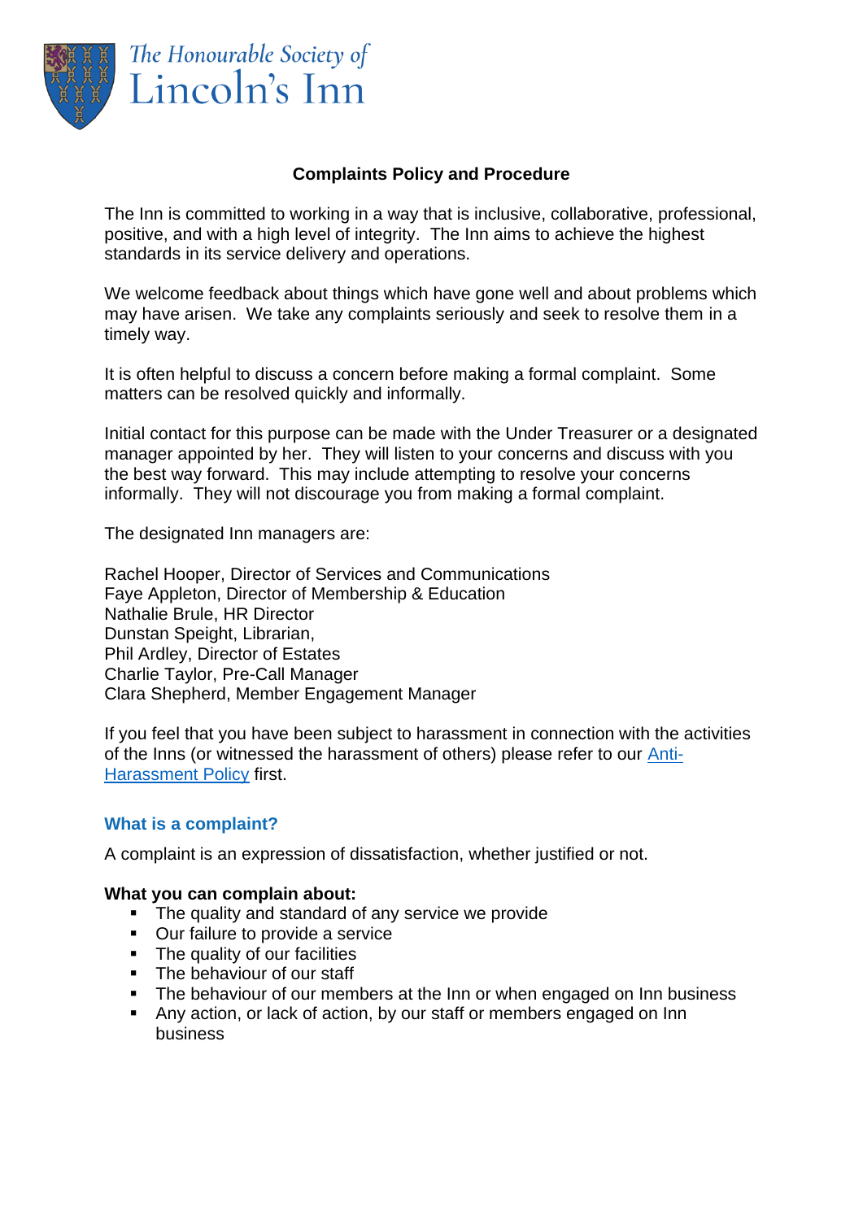The Honourable Society of Lincoln's Inn

# Complaints Policy and Procedure

The Inn is committed to working in a way that is inclusive, collaborative, professional, positive, and with a high level of integrity. The Inn aims to achieve the highest standards in its service delivery and operations.

We welcome feedback about things which have gone well and about problems which may have arisen. We take any complaints seriously and seek to resolve them in a timely way.

It is often helpful to discuss a concern before making a formal complaint. Some matters can be resolved quickly and informally.

Initial contact for this purpose can be made with the Under Treasurer or a designated manager appointed by her. They will listen to your concerns and discuss with you the best way forward. This may include attempting to resolve your concerns informally. They will not discourage you from making a formal complaint.

The designated Inn managers are:

Rachel Hooper, Director of Services and Communications
Faye Appleton, Director of Membership & Education
Nathalie Brule, HR Director
Dunstan Speight, Librarian,
Phil Ardley, Director of Estates
Charlie Taylor, Pre-Call Manager
Clara Shepherd, Member Engagement Manager

If you feel that you have been subject to harassment in connection with the activities of the Inns (or witnessed the harassment of others) please refer to our Anti-Harassment Policy first.

## What is a complaint?

A complaint is an expression of dissatisfaction, whether justified or not.

**What you can complain about:**

- The quality and standard of any service we provide
- Our failure to provide a service
- The quality of our facilities
- The behaviour of our staff
- The behaviour of our members at the Inn or when engaged on Inn business
- Any action, or lack of action, by our staff or members engaged on Inn business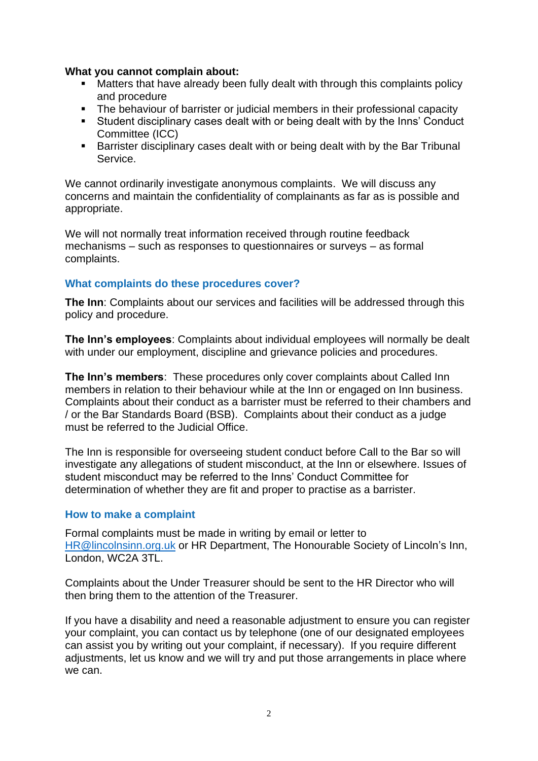**What you cannot complain about:**

- Matters that have already been fully dealt with through this complaints policy and procedure
- The behaviour of barrister or judicial members in their professional capacity
- Student disciplinary cases dealt with or being dealt with by the Inns' Conduct Committee (ICC)
- Barrister disciplinary cases dealt with or being dealt with by the Bar Tribunal Service.

We cannot ordinarily investigate anonymous complaints. We will discuss any concerns and maintain the confidentiality of complainants as far as is possible and appropriate.

We will not normally treat information received through routine feedback mechanisms – such as responses to questionnaires or surveys – as formal complaints.

## What complaints do these procedures cover?

**The Inn**: Complaints about our services and facilities will be addressed through this policy and procedure.

**The Inn's employees**: Complaints about individual employees will normally be dealt with under our employment, discipline and grievance policies and procedures.

**The Inn's members**: These procedures only cover complaints about Called Inn members in relation to their behaviour while at the Inn or engaged on Inn business. Complaints about their conduct as a barrister must be referred to their chambers and / or the Bar Standards Board (BSB). Complaints about their conduct as a judge must be referred to the Judicial Office.

The Inn is responsible for overseeing student conduct before Call to the Bar so will investigate any allegations of student misconduct, at the Inn or elsewhere. Issues of student misconduct may be referred to the Inns' Conduct Committee for determination of whether they are fit and proper to practise as a barrister.

## How to make a complaint

Formal complaints must be made in writing by email or letter to HR@lincolnsinn.org.uk or HR Department, The Honourable Society of Lincoln's Inn, London, WC2A 3TL.

Complaints about the Under Treasurer should be sent to the HR Director who will then bring them to the attention of the Treasurer.

If you have a disability and need a reasonable adjustment to ensure you can register your complaint, you can contact us by telephone (one of our designated employees can assist you by writing out your complaint, if necessary). If you require different adjustments, let us know and we will try and put those arrangements in place where we can.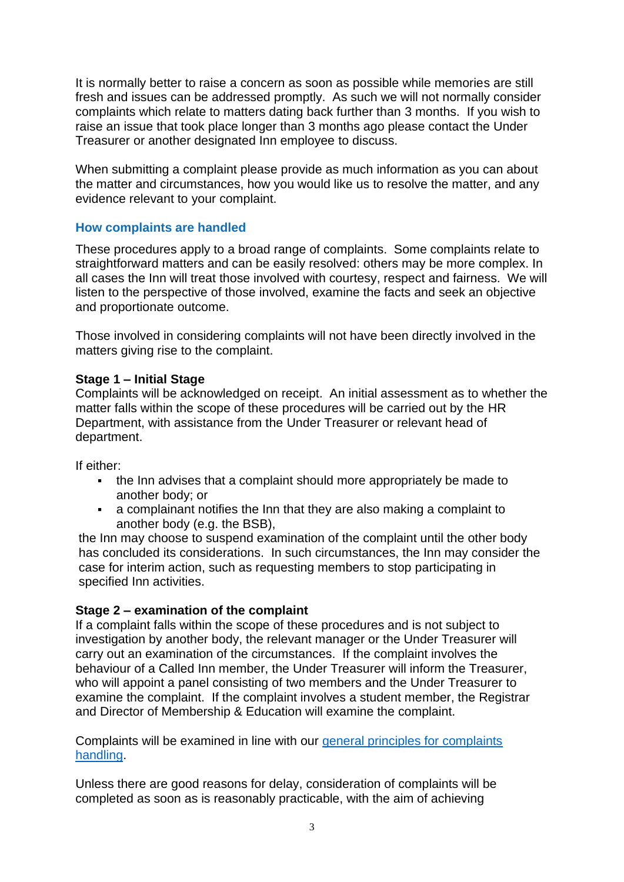It is normally better to raise a concern as soon as possible while memories are still fresh and issues can be addressed promptly. As such we will not normally consider complaints which relate to matters dating back further than 3 months. If you wish to raise an issue that took place longer than 3 months ago please contact the Under Treasurer or another designated Inn employee to discuss.

When submitting a complaint please provide as much information as you can about the matter and circumstances, how you would like us to resolve the matter, and any evidence relevant to your complaint.

## How complaints are handled

These procedures apply to a broad range of complaints. Some complaints relate to straightforward matters and can be easily resolved: others may be more complex. In all cases the Inn will treat those involved with courtesy, respect and fairness. We will listen to the perspective of those involved, examine the facts and seek an objective and proportionate outcome.

Those involved in considering complaints will not have been directly involved in the matters giving rise to the complaint.

**Stage 1 – Initial Stage**
Complaints will be acknowledged on receipt. An initial assessment as to whether the matter falls within the scope of these procedures will be carried out by the HR Department, with assistance from the Under Treasurer or relevant head of department.

If either:

- the Inn advises that a complaint should more appropriately be made to another body; or
- a complainant notifies the Inn that they are also making a complaint to another body (e.g. the BSB),

the Inn may choose to suspend examination of the complaint until the other body has concluded its considerations. In such circumstances, the Inn may consider the case for interim action, such as requesting members to stop participating in specified Inn activities.

**Stage 2 – examination of the complaint**
If a complaint falls within the scope of these procedures and is not subject to investigation by another body, the relevant manager or the Under Treasurer will carry out an examination of the circumstances. If the complaint involves the behaviour of a Called Inn member, the Under Treasurer will inform the Treasurer, who will appoint a panel consisting of two members and the Under Treasurer to examine the complaint. If the complaint involves a student member, the Registrar and Director of Membership & Education will examine the complaint.

Complaints will be examined in line with our [general principles for complaints handling](#).

Unless there are good reasons for delay, consideration of complaints will be completed as soon as is reasonably practicable, with the aim of achieving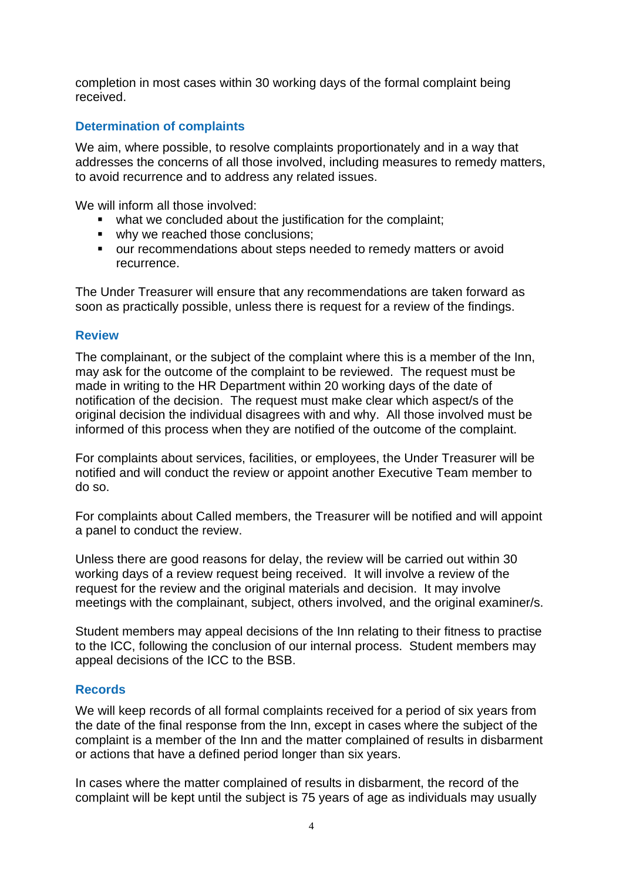completion in most cases within 30 working days of the formal complaint being received.

## Determination of complaints

We aim, where possible, to resolve complaints proportionately and in a way that addresses the concerns of all those involved, including measures to remedy matters, to avoid recurrence and to address any related issues.

We will inform all those involved:

- what we concluded about the justification for the complaint;
- why we reached those conclusions;
- our recommendations about steps needed to remedy matters or avoid recurrence.

The Under Treasurer will ensure that any recommendations are taken forward as soon as practically possible, unless there is request for a review of the findings.

## Review

The complainant, or the subject of the complaint where this is a member of the Inn, may ask for the outcome of the complaint to be reviewed. The request must be made in writing to the HR Department within 20 working days of the date of notification of the decision. The request must make clear which aspect/s of the original decision the individual disagrees with and why. All those involved must be informed of this process when they are notified of the outcome of the complaint.

For complaints about services, facilities, or employees, the Under Treasurer will be notified and will conduct the review or appoint another Executive Team member to do so.

For complaints about Called members, the Treasurer will be notified and will appoint a panel to conduct the review.

Unless there are good reasons for delay, the review will be carried out within 30 working days of a review request being received. It will involve a review of the request for the review and the original materials and decision. It may involve meetings with the complainant, subject, others involved, and the original examiner/s.

Student members may appeal decisions of the Inn relating to their fitness to practise to the ICC, following the conclusion of our internal process. Student members may appeal decisions of the ICC to the BSB.

## Records

We will keep records of all formal complaints received for a period of six years from the date of the final response from the Inn, except in cases where the subject of the complaint is a member of the Inn and the matter complained of results in disbarment or actions that have a defined period longer than six years.

In cases where the matter complained of results in disbarment, the record of the complaint will be kept until the subject is 75 years of age as individuals may usually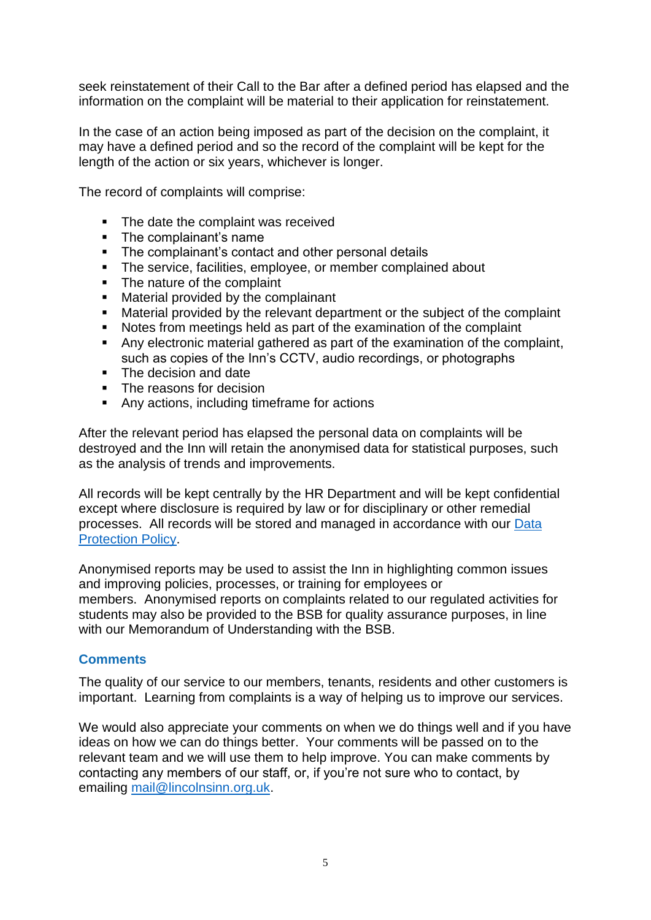seek reinstatement of their Call to the Bar after a defined period has elapsed and the information on the complaint will be material to their application for reinstatement.

In the case of an action being imposed as part of the decision on the complaint, it may have a defined period and so the record of the complaint will be kept for the length of the action or six years, whichever is longer.

The record of complaints will comprise:

- The date the complaint was received
- The complainant's name
- The complainant's contact and other personal details
- The service, facilities, employee, or member complained about
- The nature of the complaint
- Material provided by the complainant
- Material provided by the relevant department or the subject of the complaint
- Notes from meetings held as part of the examination of the complaint
- Any electronic material gathered as part of the examination of the complaint, such as copies of the Inn's CCTV, audio recordings, or photographs
- The decision and date
- The reasons for decision
- Any actions, including timeframe for actions

After the relevant period has elapsed the personal data on complaints will be destroyed and the Inn will retain the anonymised data for statistical purposes, such as the analysis of trends and improvements.

All records will be kept centrally by the HR Department and will be kept confidential except where disclosure is required by law or for disciplinary or other remedial processes. All records will be stored and managed in accordance with our Data Protection Policy.

Anonymised reports may be used to assist the Inn in highlighting common issues and improving policies, processes, or training for employees or members. Anonymised reports on complaints related to our regulated activities for students may also be provided to the BSB for quality assurance purposes, in line with our Memorandum of Understanding with the BSB.

## Comments

The quality of our service to our members, tenants, residents and other customers is important. Learning from complaints is a way of helping us to improve our services.

We would also appreciate your comments on when we do things well and if you have ideas on how we can do things better. Your comments will be passed on to the relevant team and we will use them to help improve. You can make comments by contacting any members of our staff, or, if you're not sure who to contact, by emailing mail@lincolnsinn.org.uk.